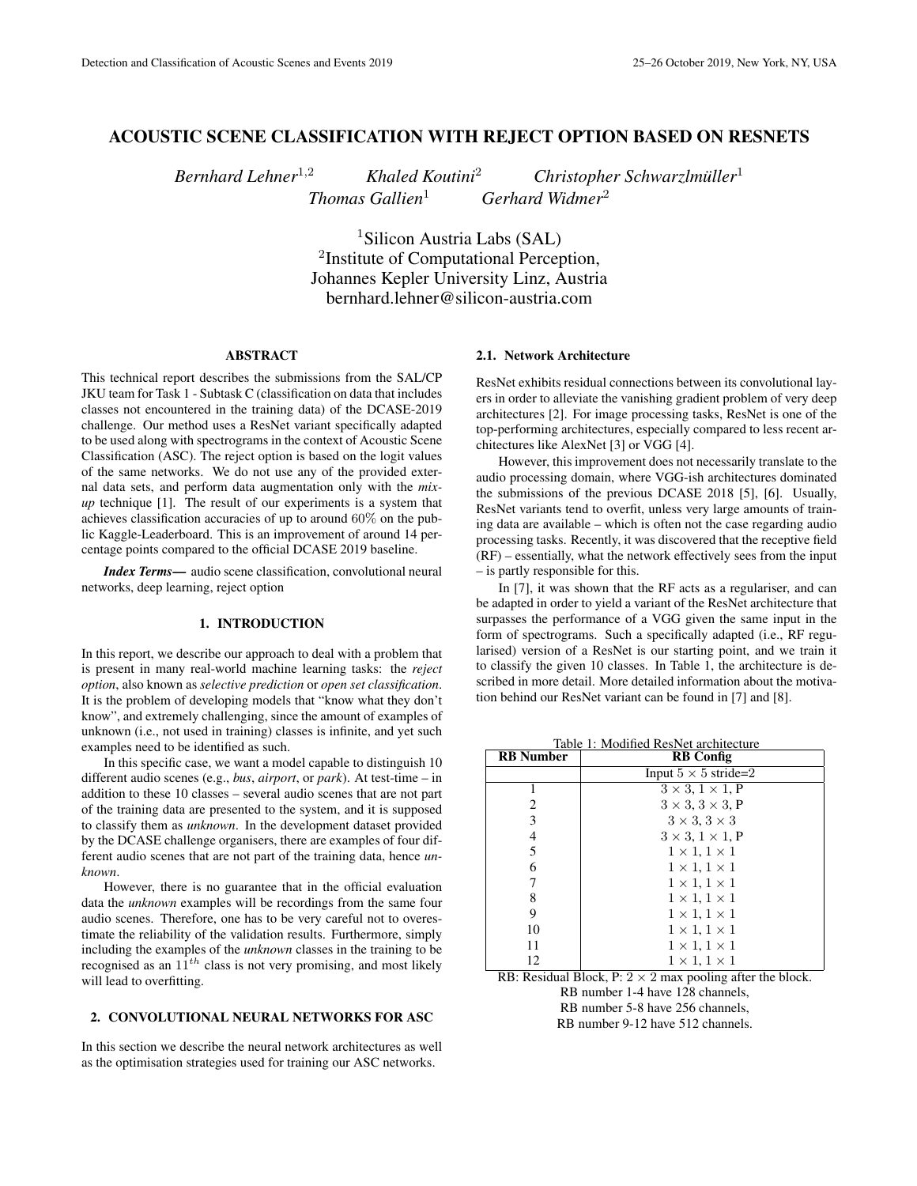# ACOUSTIC SCENE CLASSIFICATION WITH REJECT OPTION BASED ON RESNETS

*Bernhard Lehner*[1,2] *Khaled Koutini*[2] *Christopher Schwarzlmüller*[1]
*Thomas Gallien*[1] *Gerhard Widmer*[2]

[1]Silicon Austria Labs (SAL)
[2]Institute of Computational Perception,
Johannes Kepler University Linz, Austria
bernhard.lehner@silicon-austria.com

## ABSTRACT

This technical report describes the submissions from the SAL/CP JKU team for Task 1 - Subtask C (classification on data that includes classes not encountered in the training data) of the DCASE-2019 challenge. Our method uses a ResNet variant specifically adapted to be used along with spectrograms in the context of Acoustic Scene Classification (ASC). The reject option is based on the logit values of the same networks. We do not use any of the provided external data sets, and perform data augmentation only with the *mix-up* technique [1]. The result of our experiments is a system that achieves classification accuracies of up to around 60% on the public Kaggle-Leaderboard. This is an improvement of around 14 percentage points compared to the official DCASE 2019 baseline.

***Index Terms*—** audio scene classification, convolutional neural networks, deep learning, reject option

## 1. INTRODUCTION

In this report, we describe our approach to deal with a problem that is present in many real-world machine learning tasks: the *reject option*, also known as *selective prediction* or *open set classification*. It is the problem of developing models that "know what they don't know", and extremely challenging, since the amount of examples of unknown (i.e., not used in training) classes is infinite, and yet such examples need to be identified as such.

In this specific case, we want a model capable to distinguish 10 different audio scenes (e.g., *bus*, *airport*, or *park*). At test-time – in addition to these 10 classes – several audio scenes that are not part of the training data are presented to the system, and it is supposed to classify them as *unknown*. In the development dataset provided by the DCASE challenge organisers, there are examples of four different audio scenes that are not part of the training data, hence *unknown*.

However, there is no guarantee that in the official evaluation data the *unknown* examples will be recordings from the same four audio scenes. Therefore, one has to be very careful not to overestimate the reliability of the validation results. Furthermore, simply including the examples of the *unknown* classes in the training to be recognised as an $11^{th}$ class is not very promising, and most likely will lead to overfitting.

## 2. CONVOLUTIONAL NEURAL NETWORKS FOR ASC

In this section we describe the neural network architectures as well as the optimisation strategies used for training our ASC networks.

### 2.1. Network Architecture

ResNet exhibits residual connections between its convolutional layers in order to alleviate the vanishing gradient problem of very deep architectures [2]. For image processing tasks, ResNet is one of the top-performing architectures, especially compared to less recent architectures like AlexNet [3] or VGG [4].

However, this improvement does not necessarily translate to the audio processing domain, where VGG-ish architectures dominated the submissions of the previous DCASE 2018 [5], [6]. Usually, ResNet variants tend to overfit, unless very large amounts of training data are available – which is often not the case regarding audio processing tasks. Recently, it was discovered that the receptive field (RF) – essentially, what the network effectively sees from the input – is partly responsible for this.

In [7], it was shown that the RF acts as a regulariser, and can be adapted in order to yield a variant of the ResNet architecture that surpasses the performance of a VGG given the same input in the form of spectrograms. Such a specifically adapted (i.e., RF regularised) version of a ResNet is our starting point, and we train it to classify the given 10 classes. In Table 1, the architecture is described in more detail. More detailed information about the motivation behind our ResNet variant can be found in [7] and [8].

Table 1: Modified ResNet architecture

| RB Number | RB Config |
|---|---|
| | Input $5 \times 5$ stride=2 |
| 1 | $3 \times 3$, $1 \times 1$, P |
| 2 | $3 \times 3$, $3 \times 3$, P |
| 3 | $3 \times 3$, $3 \times 3$ |
| 4 | $3 \times 3$, $1 \times 1$, P |
| 5 | $1 \times 1$, $1 \times 1$ |
| 6 | $1 \times 1$, $1 \times 1$ |
| 7 | $1 \times 1$, $1 \times 1$ |
| 8 | $1 \times 1$, $1 \times 1$ |
| 9 | $1 \times 1$, $1 \times 1$ |
| 10 | $1 \times 1$, $1 \times 1$ |
| 11 | $1 \times 1$, $1 \times 1$ |
| 12 | $1 \times 1$, $1 \times 1$ |

RB: Residual Block, P: $2 \times 2$ max pooling after the block.
RB number 1-4 have 128 channels,
RB number 5-8 have 256 channels,
RB number 9-12 have 512 channels.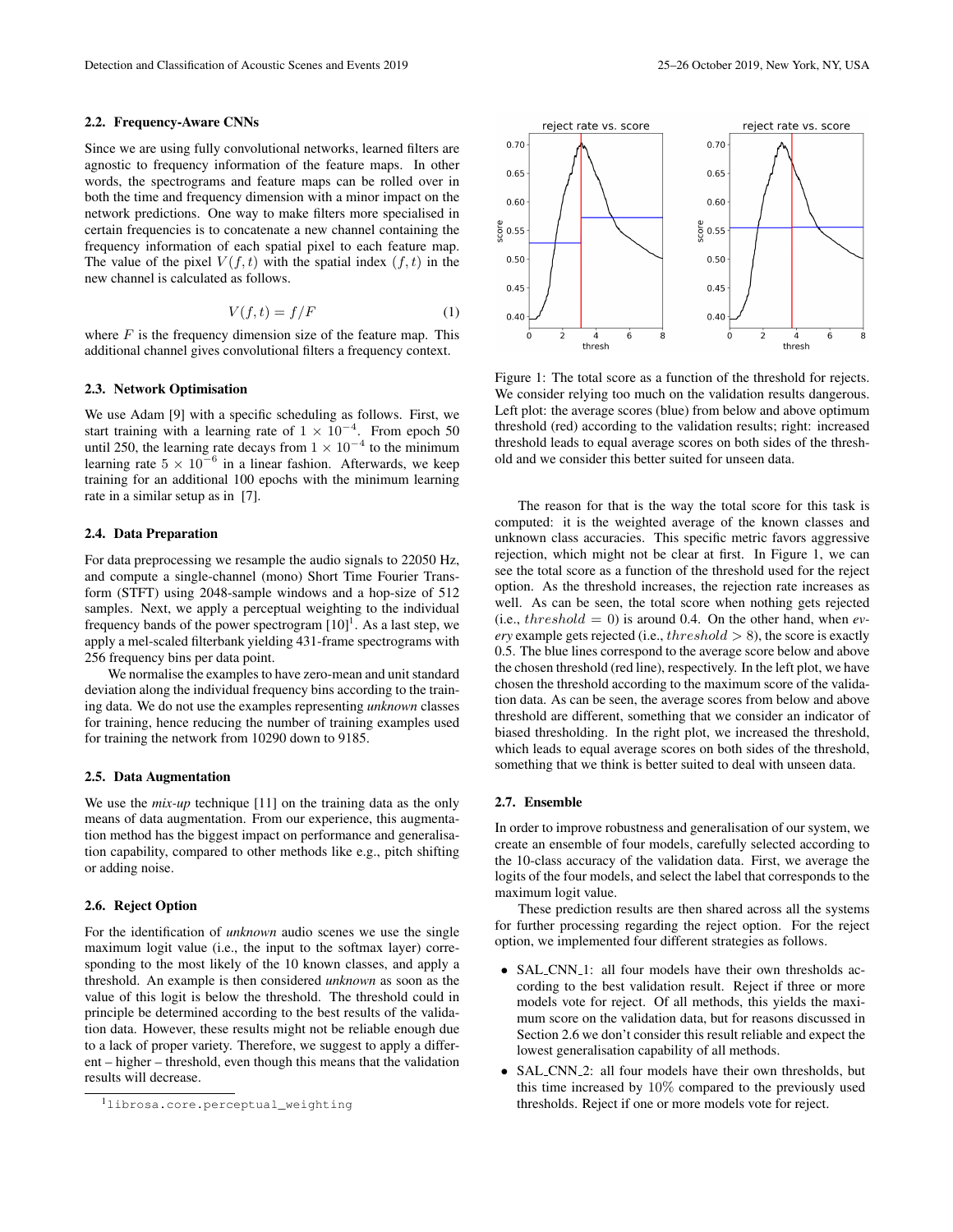### 2.2. Frequency-Aware CNNs

Since we are using fully convolutional networks, learned filters are agnostic to frequency information of the feature maps. In other words, the spectrograms and feature maps can be rolled over in both the time and frequency dimension with a minor impact on the network predictions. One way to make filters more specialised in certain frequencies is to concatenate a new channel containing the frequency information of each spatial pixel to each feature map. The value of the pixel $V(f,t)$ with the spatial index $(f,t)$ in the new channel is calculated as follows.

$$V(f,t) = f/F \tag{1}$$

where $F$ is the frequency dimension size of the feature map. This additional channel gives convolutional filters a frequency context.

### 2.3. Network Optimisation

We use Adam [9] with a specific scheduling as follows. First, we start training with a learning rate of $1 \times 10^{-4}$. From epoch 50 until 250, the learning rate decays from $1 \times 10^{-4}$ to the minimum learning rate $5 \times 10^{-6}$ in a linear fashion. Afterwards, we keep training for an additional 100 epochs with the minimum learning rate in a similar setup as in [7].

### 2.4. Data Preparation

For data preprocessing we resample the audio signals to 22050 Hz, and compute a single-channel (mono) Short Time Fourier Transform (STFT) using 2048-sample windows and a hop-size of 512 samples. Next, we apply a perceptual weighting to the individual frequency bands of the power spectrogram [10][1]. As a last step, we apply a mel-scaled filterbank yielding 431-frame spectrograms with 256 frequency bins per data point.

We normalise the examples to have zero-mean and unit standard deviation along the individual frequency bins according to the training data. We do not use the examples representing *unknown* classes for training, hence reducing the number of training examples used for training the network from 10290 down to 9185.

### 2.5. Data Augmentation

We use the *mix-up* technique [11] on the training data as the only means of data augmentation. From our experience, this augmentation method has the biggest impact on performance and generalisation capability, compared to other methods like e.g., pitch shifting or adding noise.

### 2.6. Reject Option

For the identification of *unknown* audio scenes we use the single maximum logit value (i.e., the input to the softmax layer) corresponding to the most likely of the 10 known classes, and apply a threshold. An example is then considered *unknown* as soon as the value of this logit is below the threshold. The threshold could in principle be determined according to the best results of the validation data. However, these results might not be reliable enough due to a lack of proper variety. Therefore, we suggest to apply a different – higher – threshold, even though this means that the validation results will decrease.

[1] librosa.core.perceptual_weighting

Figure 1: The total score as a function of the threshold for rejects. We consider relying too much on the validation results dangerous. Left plot: the average scores (blue) from below and above optimum threshold (red) according to the validation results; right: increased threshold leads to equal average scores on both sides of the threshold and we consider this better suited for unseen data.

The reason for that is the way the total score for this task is computed: it is the weighted average of the known classes and unknown class accuracies. This specific metric favors aggressive rejection, which might not be clear at first. In Figure 1, we can see the total score as a function of the threshold used for the reject option. As the threshold increases, the rejection rate increases as well. As can be seen, the total score when nothing gets rejected (i.e., $threshold = 0$) is around 0.4. On the other hand, when *every* example gets rejected (i.e., $threshold > 8$), the score is exactly 0.5. The blue lines correspond to the average score below and above the chosen threshold (red line), respectively. In the left plot, we have chosen the threshold according to the maximum score of the validation data. As can be seen, the average scores from below and above threshold are different, something that we consider an indicator of biased thresholding. In the right plot, we increased the threshold, which leads to equal average scores on both sides of the threshold, something that we think is better suited to deal with unseen data.

### 2.7. Ensemble

In order to improve robustness and generalisation of our system, we create an ensemble of four models, carefully selected according to the 10-class accuracy of the validation data. First, we average the logits of the four models, and select the label that corresponds to the maximum logit value.

These prediction results are then shared across all the systems for further processing regarding the reject option. For the reject option, we implemented four different strategies as follows.

- SAL_CNN_1: all four models have their own thresholds according to the best validation result. Reject if three or more models vote for reject. Of all methods, this yields the maximum score on the validation data, but for reasons discussed in Section 2.6 we don't consider this result reliable and expect the lowest generalisation capability of all methods.
- SAL_CNN_2: all four models have their own thresholds, but this time increased by 10% compared to the previously used thresholds. Reject if one or more models vote for reject.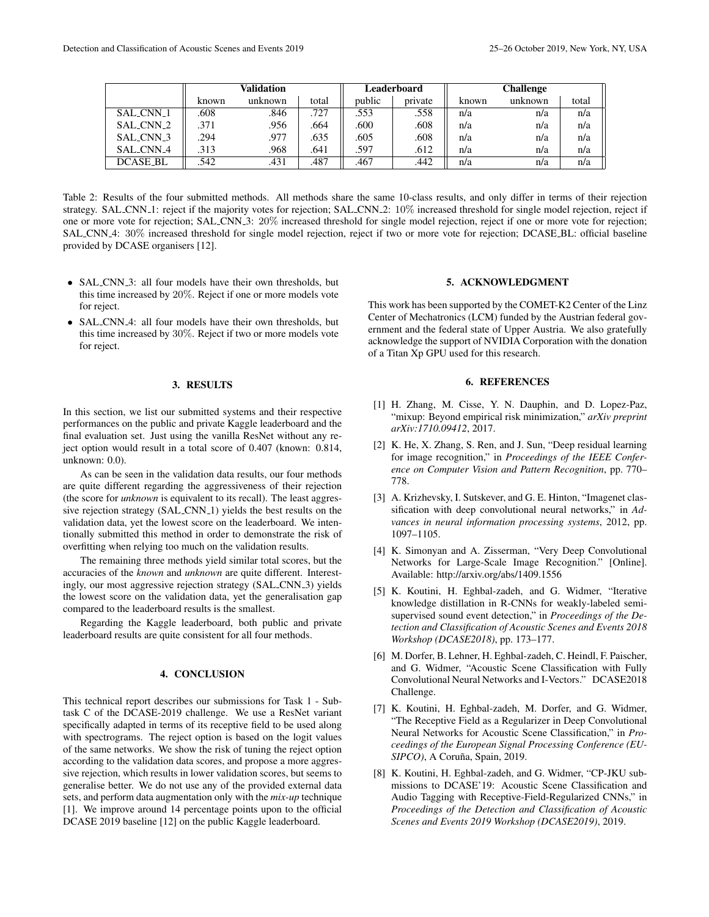|  | Validation | | | Leaderboard | | Challenge | | |
|---|---|---|---|---|---|---|---|---|
|  | known | unknown | total | public | private | known | unknown | total |
| SAL_CNN_1 | .608 | .846 | .727 | .553 | .558 | n/a | n/a | n/a |
| SAL_CNN_2 | .371 | .956 | .664 | .600 | .608 | n/a | n/a | n/a |
| SAL_CNN_3 | .294 | .977 | .635 | .605 | .608 | n/a | n/a | n/a |
| SAL_CNN_4 | .313 | .968 | .641 | .597 | .612 | n/a | n/a | n/a |
| DCASE_BL | .542 | .431 | .487 | .467 | .442 | n/a | n/a | n/a |

Table 2: Results of the four submitted methods. All methods share the same 10-class results, and only differ in terms of their rejection strategy. SAL_CNN_1: reject if the majority votes for rejection; SAL_CNN_2: 10% increased threshold for single model rejection, reject if one or more vote for rejection; SAL_CNN_3: 20% increased threshold for single model rejection, reject if one or more vote for rejection; SAL_CNN_4: 30% increased threshold for single model rejection, reject if two or more vote for rejection; DCASE_BL: official baseline provided by DCASE organisers [12].

- SAL_CNN_3: all four models have their own thresholds, but this time increased by 20%. Reject if one or more models vote for reject.
- SAL_CNN_4: all four models have their own thresholds, but this time increased by 30%. Reject if two or more models vote for reject.

## 3. RESULTS

In this section, we list our submitted systems and their respective performances on the public and private Kaggle leaderboard and the final evaluation set. Just using the vanilla ResNet without any reject option would result in a total score of 0.407 (known: 0.814, unknown: 0.0).

As can be seen in the validation data results, our four methods are quite different regarding the aggressiveness of their rejection (the score for *unknown* is equivalent to its recall). The least aggressive rejection strategy (SAL_CNN_1) yields the best results on the validation data, yet the lowest score on the leaderboard. We intentionally submitted this method in order to demonstrate the risk of overfitting when relying too much on the validation results.

The remaining three methods yield similar total scores, but the accuracies of the *known* and *unknown* are quite different. Interestingly, our most aggressive rejection strategy (SAL_CNN_3) yields the lowest score on the validation data, yet the generalisation gap compared to the leaderboard results is the smallest.

Regarding the Kaggle leaderboard, both public and private leaderboard results are quite consistent for all four methods.

## 4. CONCLUSION

This technical report describes our submissions for Task 1 - Subtask C of the DCASE-2019 challenge. We use a ResNet variant specifically adapted in terms of its receptive field to be used along with spectrograms. The reject option is based on the logit values of the same networks. We show the risk of tuning the reject option according to the validation data scores, and propose a more aggressive rejection, which results in lower validation scores, but seems to generalise better. We do not use any of the provided external data sets, and perform data augmentation only with the *mix-up* technique [1]. We improve around 14 percentage points upon to the official DCASE 2019 baseline [12] on the public Kaggle leaderboard.

## 5. ACKNOWLEDGMENT

This work has been supported by the COMET-K2 Center of the Linz Center of Mechatronics (LCM) funded by the Austrian federal government and the federal state of Upper Austria. We also gratefully acknowledge the support of NVIDIA Corporation with the donation of a Titan Xp GPU used for this research.

## 6. REFERENCES

[1] H. Zhang, M. Cisse, Y. N. Dauphin, and D. Lopez-Paz, "mixup: Beyond empirical risk minimization," *arXiv preprint arXiv:1710.09412*, 2017.

[2] K. He, X. Zhang, S. Ren, and J. Sun, "Deep residual learning for image recognition," in *Proceedings of the IEEE Conference on Computer Vision and Pattern Recognition*, pp. 770–778.

[3] A. Krizhevsky, I. Sutskever, and G. E. Hinton, "Imagenet classification with deep convolutional neural networks," in *Advances in neural information processing systems*, 2012, pp. 1097–1105.

[4] K. Simonyan and A. Zisserman, "Very Deep Convolutional Networks for Large-Scale Image Recognition." [Online]. Available: http://arxiv.org/abs/1409.1556

[5] K. Koutini, H. Eghbal-zadeh, and G. Widmer, "Iterative knowledge distillation in R-CNNs for weakly-labeled semi-supervised sound event detection," in *Proceedings of the Detection and Classification of Acoustic Scenes and Events 2018 Workshop (DCASE2018)*, pp. 173–177.

[6] M. Dorfer, B. Lehner, H. Eghbal-zadeh, C. Heindl, F. Paischer, and G. Widmer, "Acoustic Scene Classification with Fully Convolutional Neural Networks and I-Vectors." DCASE2018 Challenge.

[7] K. Koutini, H. Eghbal-zadeh, M. Dorfer, and G. Widmer, "The Receptive Field as a Regularizer in Deep Convolutional Neural Networks for Acoustic Scene Classification," in *Proceedings of the European Signal Processing Conference (EUSIPCO)*, A Coruña, Spain, 2019.

[8] K. Koutini, H. Eghbal-zadeh, and G. Widmer, "CP-JKU submissions to DCASE'19: Acoustic Scene Classification and Audio Tagging with Receptive-Field-Regularized CNNs," in *Proceedings of the Detection and Classification of Acoustic Scenes and Events 2019 Workshop (DCASE2019)*, 2019.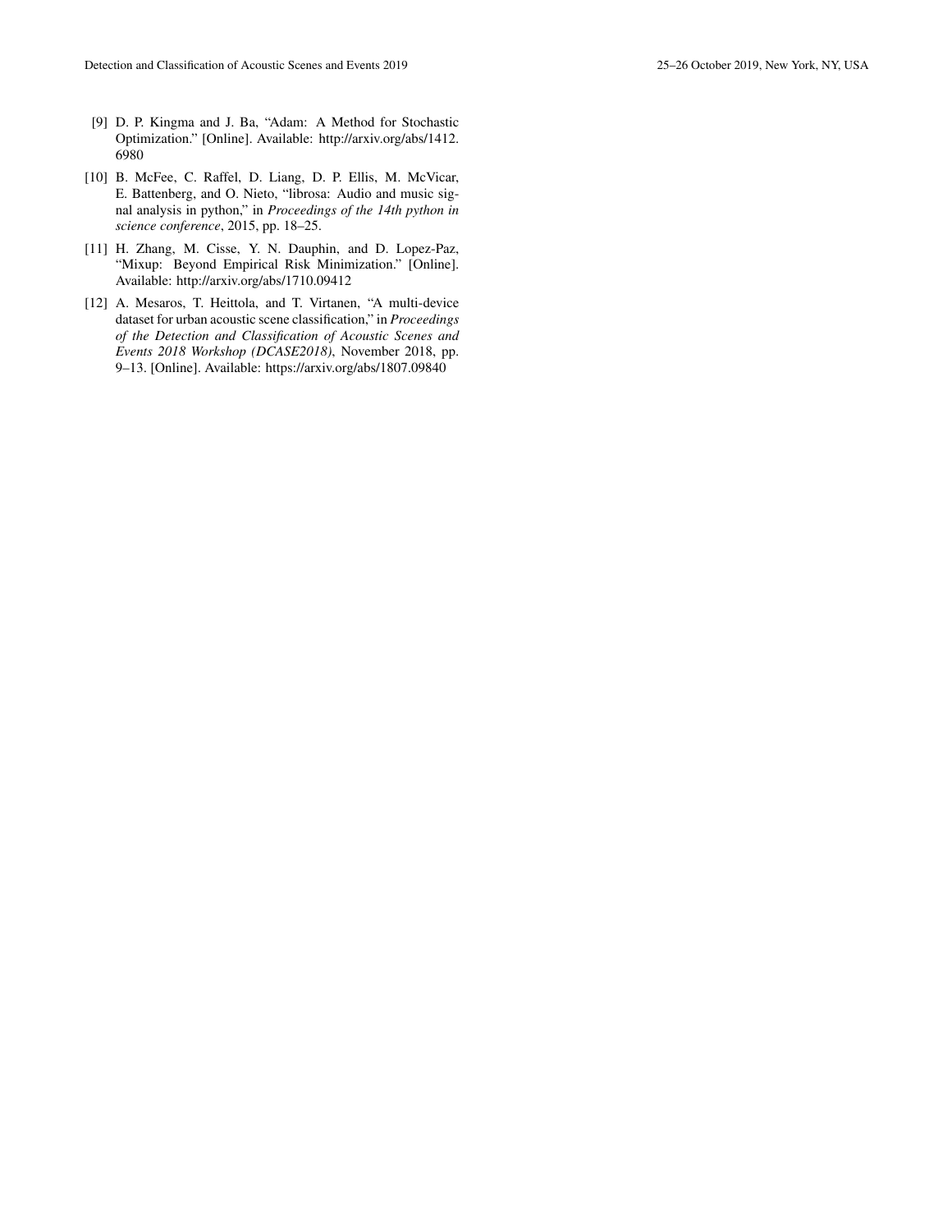[9] D. P. Kingma and J. Ba, "Adam: A Method for Stochastic Optimization." [Online]. Available: http://arxiv.org/abs/1412.6980

[10] B. McFee, C. Raffel, D. Liang, D. P. Ellis, M. McVicar, E. Battenberg, and O. Nieto, "librosa: Audio and music signal analysis in python," in *Proceedings of the 14th python in science conference*, 2015, pp. 18–25.

[11] H. Zhang, M. Cisse, Y. N. Dauphin, and D. Lopez-Paz, "Mixup: Beyond Empirical Risk Minimization." [Online]. Available: http://arxiv.org/abs/1710.09412

[12] A. Mesaros, T. Heittola, and T. Virtanen, "A multi-device dataset for urban acoustic scene classification," in *Proceedings of the Detection and Classification of Acoustic Scenes and Events 2018 Workshop (DCASE2018)*, November 2018, pp. 9–13. [Online]. Available: https://arxiv.org/abs/1807.09840